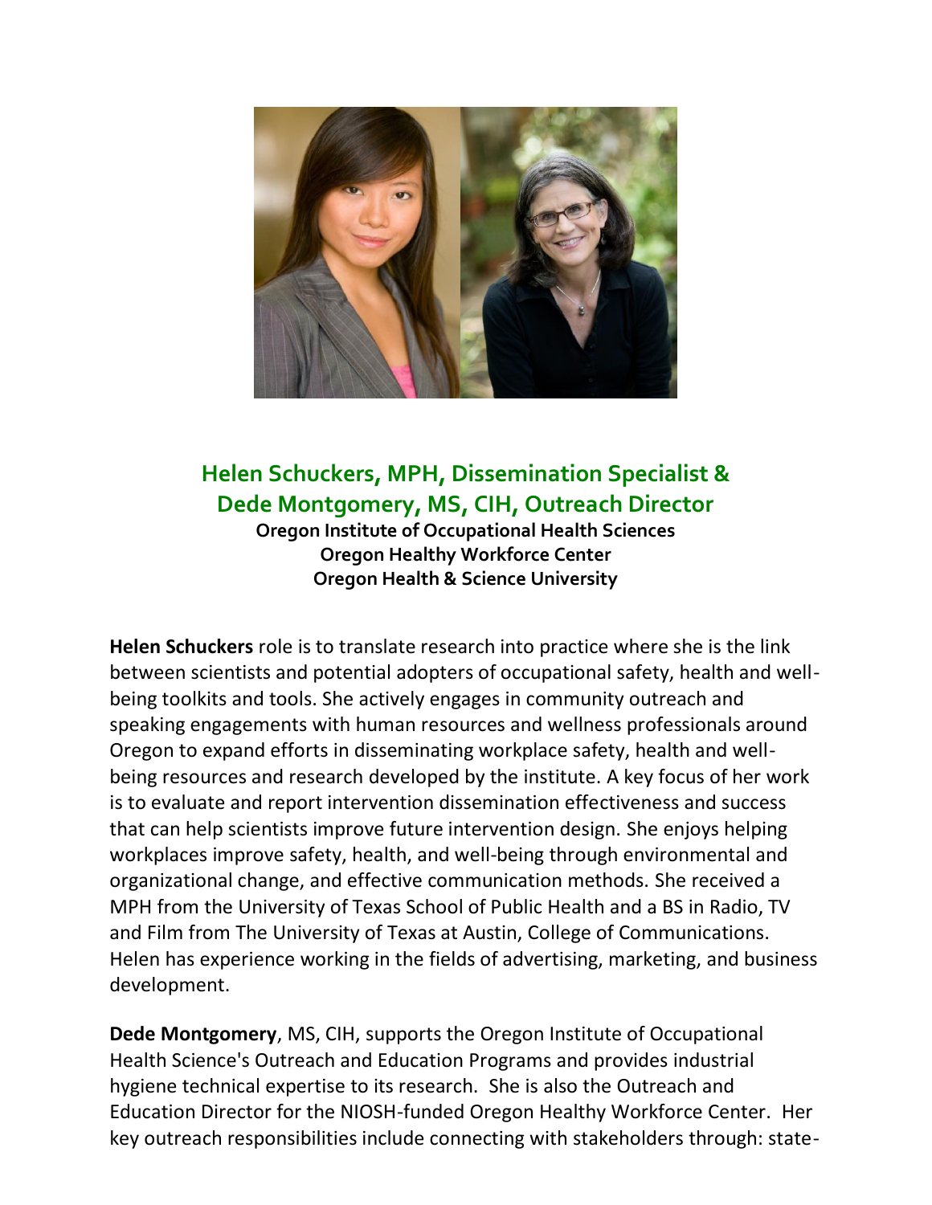## Helen Schuckers, MPH, Dissemination Specialist & Dede Montgomery, MS, CIH, Outreach Director

**Oregon Institute of Occupational Health Sciences**
**Oregon Healthy Workforce Center**
**Oregon Health & Science University**

**Helen Schuckers** role is to translate research into practice where she is the link between scientists and potential adopters of occupational safety, health and well-being toolkits and tools. She actively engages in community outreach and speaking engagements with human resources and wellness professionals around Oregon to expand efforts in disseminating workplace safety, health and well-being resources and research developed by the institute. A key focus of her work is to evaluate and report intervention dissemination effectiveness and success that can help scientists improve future intervention design. She enjoys helping workplaces improve safety, health, and well-being through environmental and organizational change, and effective communication methods. She received a MPH from the University of Texas School of Public Health and a BS in Radio, TV and Film from The University of Texas at Austin, College of Communications. Helen has experience working in the fields of advertising, marketing, and business development.

**Dede Montgomery**, MS, CIH, supports the Oregon Institute of Occupational Health Science's Outreach and Education Programs and provides industrial hygiene technical expertise to its research. She is also the Outreach and Education Director for the NIOSH-funded Oregon Healthy Workforce Center. Her key outreach responsibilities include connecting with stakeholders through: state-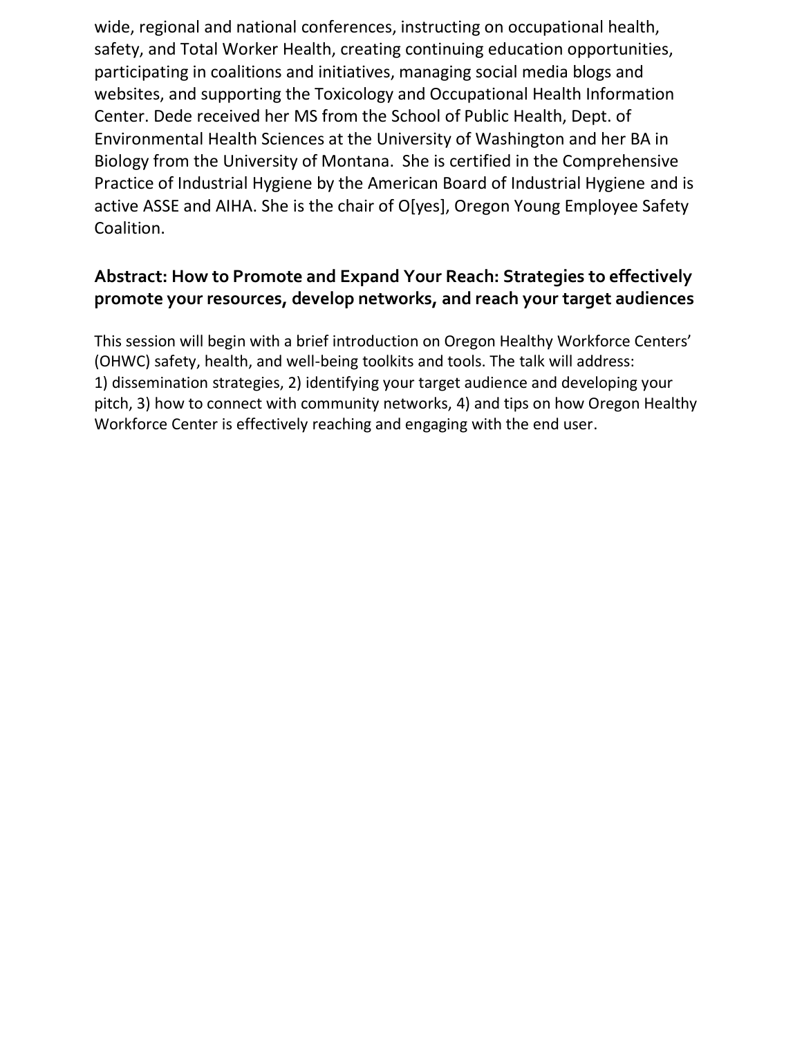wide, regional and national conferences, instructing on occupational health, safety, and Total Worker Health, creating continuing education opportunities, participating in coalitions and initiatives, managing social media blogs and websites, and supporting the Toxicology and Occupational Health Information Center. Dede received her MS from the School of Public Health, Dept. of Environmental Health Sciences at the University of Washington and her BA in Biology from the University of Montana. She is certified in the Comprehensive Practice of Industrial Hygiene by the American Board of Industrial Hygiene and is active ASSE and AIHA. She is the chair of O[yes], Oregon Young Employee Safety Coalition.

### Abstract: How to Promote and Expand Your Reach: Strategies to effectively promote your resources, develop networks, and reach your target audiences

This session will begin with a brief introduction on Oregon Healthy Workforce Centers' (OHWC) safety, health, and well-being toolkits and tools. The talk will address: 1) dissemination strategies, 2) identifying your target audience and developing your pitch, 3) how to connect with community networks, 4) and tips on how Oregon Healthy Workforce Center is effectively reaching and engaging with the end user.